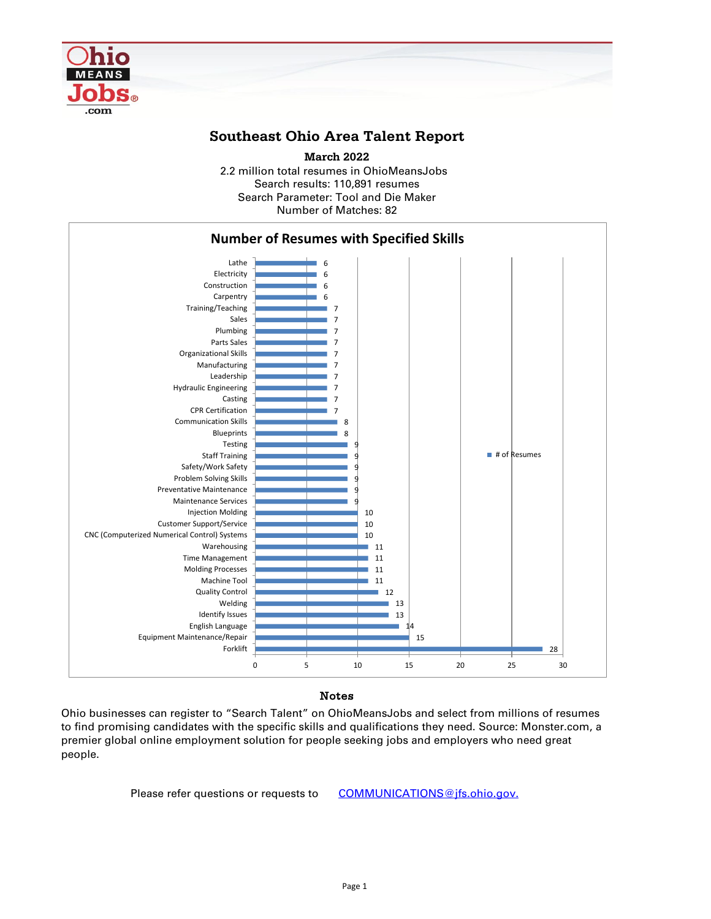# Southeast Ohio Area Talent Report

**March 2022**

2.2 million total resumes in OhioMeansJobs
Search results: 110,891 resumes
Search Parameter: Tool and Die Maker
Number of Matches: 82

## Number of Resumes with Specified Skills

| Skill | # of Resumes |
|---|---|
| Lathe | 6 |
| Electricity | 6 |
| Construction | 6 |
| Carpentry | 6 |
| Training/Teaching | 7 |
| Sales | 7 |
| Plumbing | 7 |
| Parts Sales | 7 |
| Organizational Skills | 7 |
| Manufacturing | 7 |
| Leadership | 7 |
| Hydraulic Engineering | 7 |
| Casting | 7 |
| CPR Certification | 7 |
| Communication Skills | 8 |
| Blueprints | 8 |
| Testing | 9 |
| Staff Training | 9 |
| Safety/Work Safety | 9 |
| Problem Solving Skills | 9 |
| Preventative Maintenance | 9 |
| Maintenance Services | 9 |
| Injection Molding | 10 |
| Customer Support/Service | 10 |
| CNC (Computerized Numerical Control) Systems | 10 |
| Warehousing | 11 |
| Time Management | 11 |
| Molding Processes | 11 |
| Machine Tool | 11 |
| Quality Control | 12 |
| Welding | 13 |
| Identify Issues | 13 |
| English Language | 14 |
| Equipment Maintenance/Repair | 15 |
| Forklift | 28 |

### Notes

Ohio businesses can register to "Search Talent" on OhioMeansJobs and select from millions of resumes to find promising candidates with the specific skills and qualifications they need. Source: Monster.com, a premier global online employment solution for people seeking jobs and employers who need great people.

Please refer questions or requests to COMMUNICATIONS@jfs.ohio.gov.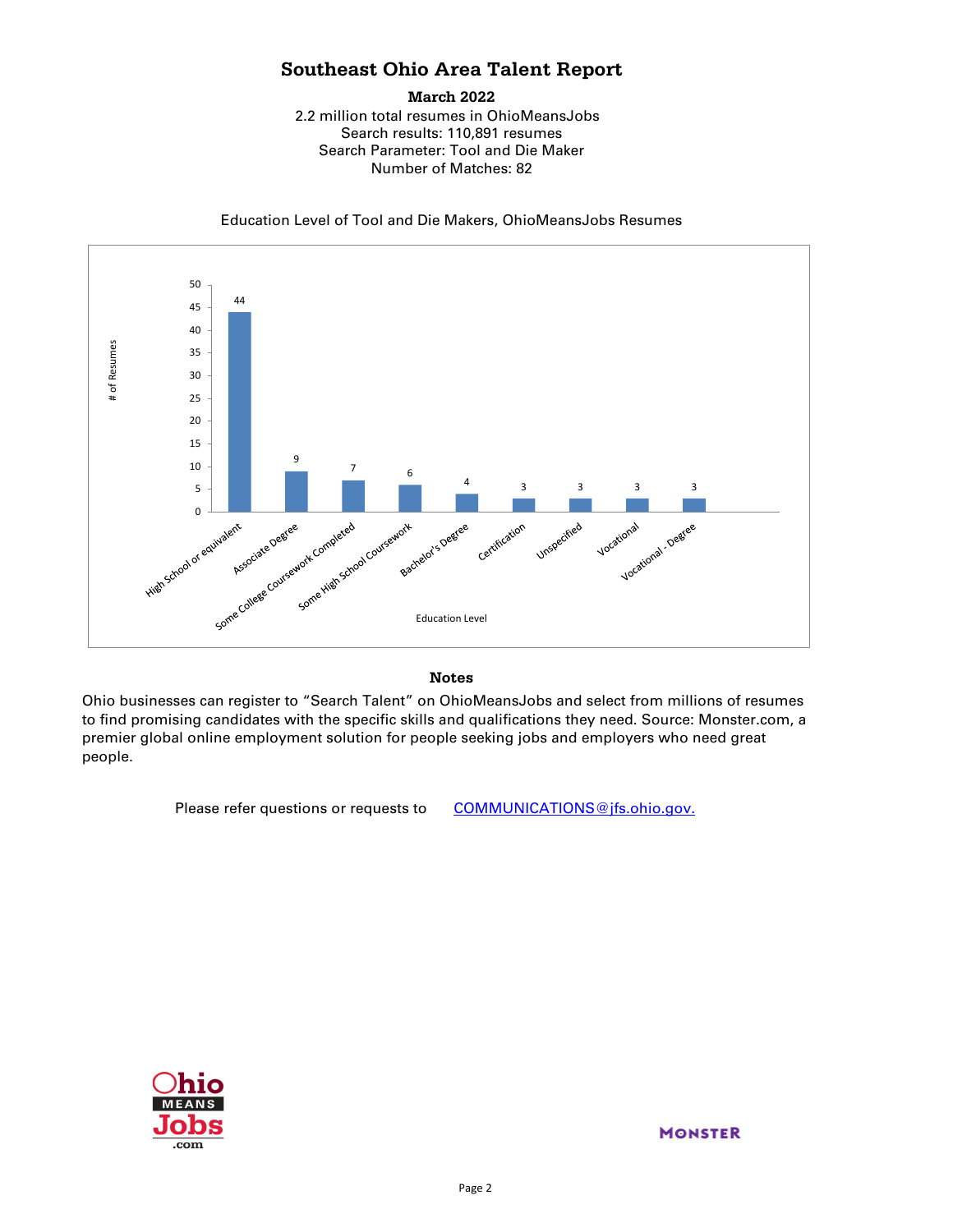# Southeast Ohio Area Talent Report

**March 2022**

2.2 million total resumes in OhioMeansJobs
Search results: 110,891 resumes
Search Parameter: Tool and Die Maker
Number of Matches: 82

Education Level of Tool and Die Makers, OhioMeansJobs Resumes

# of Resumes

50
45
40
35
30
25
20
15
10
5
0

44
9
7
6
4
3
3
3
3

High School or equivalent
Associate Degree
Some College Coursework Completed
Some High School Coursework
Bachelor's Degree
Certification
Unspecified
Vocational
Vocational - Degree

Education Level

## Notes

Ohio businesses can register to "Search Talent" on OhioMeansJobs and select from millions of resumes to find promising candidates with the specific skills and qualifications they need. Source: Monster.com, a premier global online employment solution for people seeking jobs and employers who need great people.

Please refer questions or requests to COMMUNICATIONS@jfs.ohio.gov.

OhioMeansJobs.com

MONSTER